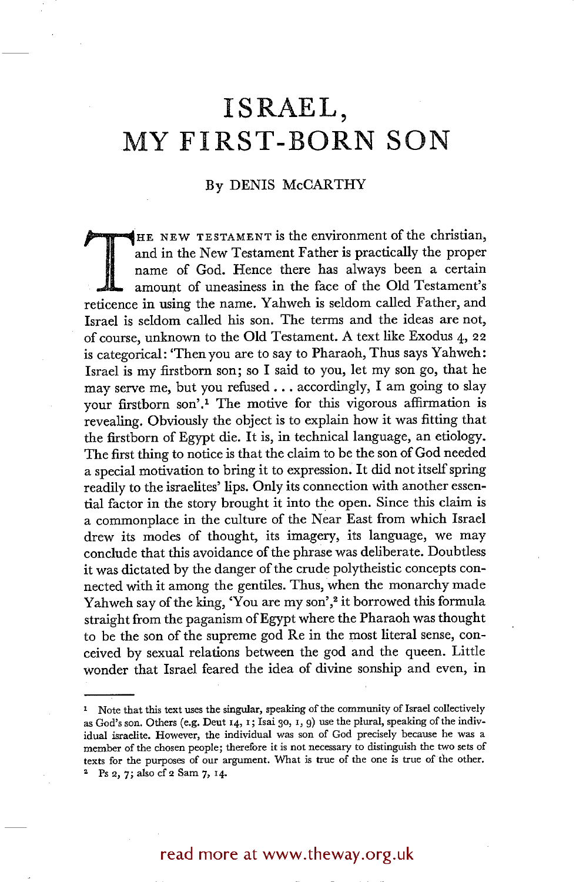# ISRAEL, MY FIRST-BORN SON

By DENIS McCARTHY

THE NEW TESTAMENT is the environment of the christian, and in the New Testament Father is practically the proper name of God. Hence there has always been a certain amount of uneasiness in the face of the Old Testament's reticence in using the name. Yahweh is seldom called Father, and Israel is seldom called his son. The terms and the ideas are not, of course, unknown to the Old Testament. A text like Exodus 4, 22 is categorical: 'Then you are to say to Pharaoh, Thus says Yahweh: Israel is my firstborn son; so I said to you, let my son go, that he may serve me, but you refused . . . accordingly, I am going to slay your firstborn son'.[1] The motive for this vigorous affirmation is revealing. Obviously the object is to explain how it was fitting that the firstborn of Egypt die. It is, in technical language, an etiology. The first thing to notice is that the claim to be the son of God needed a special motivation to bring it to expression. It did not itself spring readily to the israelites' lips. Only its connection with another essential factor in the story brought it into the open. Since this claim is a commonplace in the culture of the Near East from which Israel drew its modes of thought, its imagery, its language, we may conclude that this avoidance of the phrase was deliberate. Doubtless it was dictated by the danger of the crude polytheistic concepts connected with it among the gentiles. Thus, when the monarchy made Yahweh say of the king, 'You are my son',[2] it borrowed this formula straight from the paganism of Egypt where the Pharaoh was thought to be the son of the supreme god Re in the most literal sense, conceived by sexual relations between the god and the queen. Little wonder that Israel feared the idea of divine sonship and even, in

---

[1] Note that this text uses the singular, speaking of the community of Israel collectively as God's son. Others (e.g. Deut 14, 1; Isai 30, 1, 9) use the plural, speaking of the individual israelite. However, the individual was son of God precisely because he was a member of the chosen people; therefore it is not necessary to distinguish the two sets of texts for the purposes of our argument. What is true of the one is true of the other.

[2] Ps 2, 7; also cf 2 Sam 7, 14.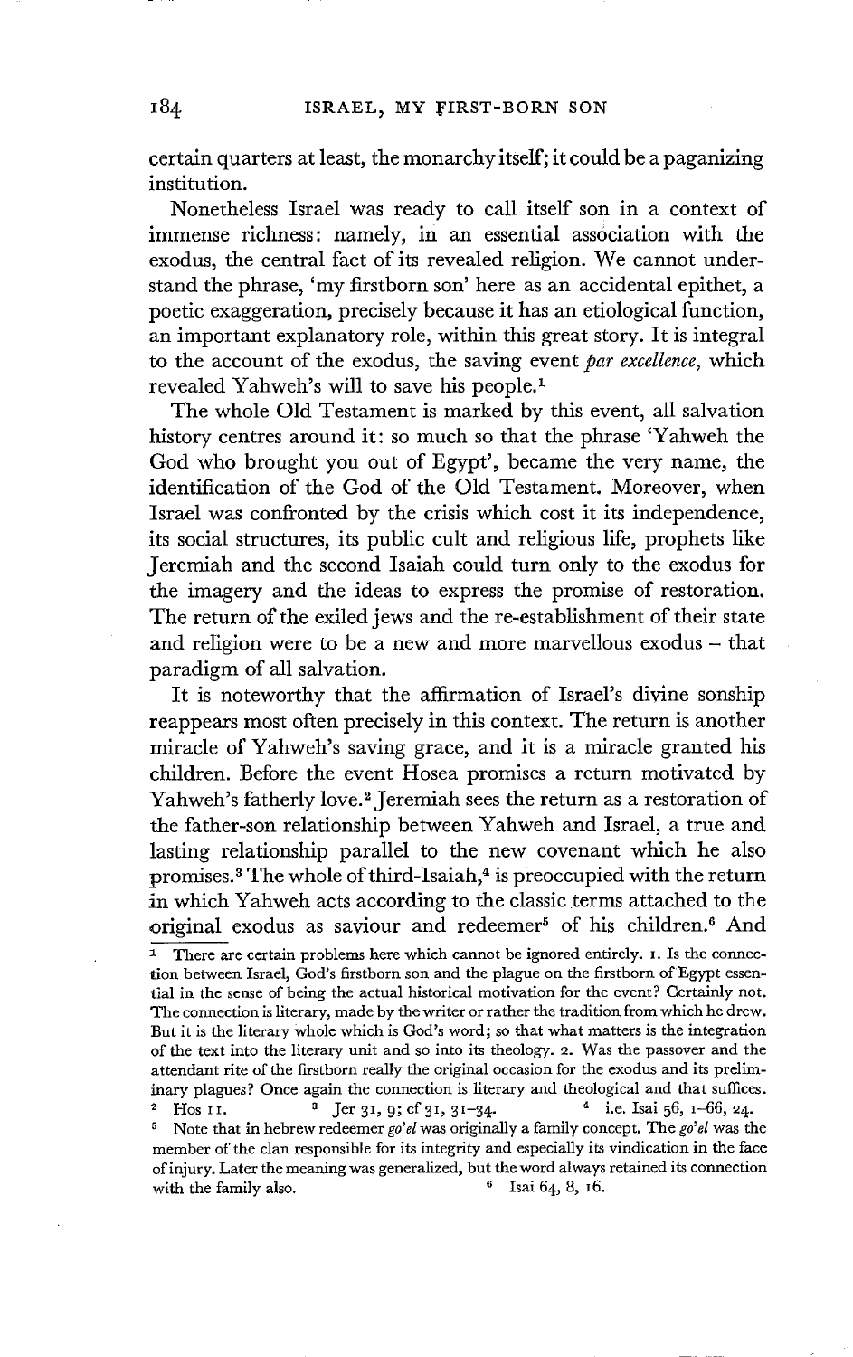certain quarters at least, the monarchy itself; it could be a paganizing institution.

Nonetheless Israel was ready to call itself son in a context of immense richness: namely, in an essential association with the exodus, the central fact of its revealed religion. We cannot understand the phrase, 'my firstborn son' here as an accidental epithet, a poetic exaggeration, precisely because it has an etiological function, an important explanatory role, within this great story. It is integral to the account of the exodus, the saving event *par excellence*, which revealed Yahweh's will to save his people.[1]

The whole Old Testament is marked by this event, all salvation history centres around it: so much so that the phrase 'Yahweh the God who brought you out of Egypt', became the very name, the identification of the God of the Old Testament. Moreover, when Israel was confronted by the crisis which cost it its independence, its social structures, its public cult and religious life, prophets like Jeremiah and the second Isaiah could turn only to the exodus for the imagery and the ideas to express the promise of restoration. The return of the exiled jews and the re-establishment of their state and religion were to be a new and more marvellous exodus – that paradigm of all salvation.

It is noteworthy that the affirmation of Israel's divine sonship reappears most often precisely in this context. The return is another miracle of Yahweh's saving grace, and it is a miracle granted his children. Before the event Hosea promises a return motivated by Yahweh's fatherly love.[2] Jeremiah sees the return as a restoration of the father-son relationship between Yahweh and Israel, a true and lasting relationship parallel to the new covenant which he also promises.[3] The whole of third-Isaiah,[4] is preoccupied with the return in which Yahweh acts according to the classic terms attached to the original exodus as saviour and redeemer[5] of his children.[6] And

---

[1] There are certain problems here which cannot be ignored entirely. 1. Is the connection between Israel, God's firstborn son and the plague on the firstborn of Egypt essential in the sense of being the actual historical motivation for the event? Certainly not. The connection is literary, made by the writer or rather the tradition from which he drew. But it is the literary whole which is God's word; so that what matters is the integration of the text into the literary unit and so into its theology. 2. Was the passover and the attendant rite of the firstborn really the original occasion for the exodus and its preliminary plagues? Once again the connection is literary and theological and that suffices.

[2] Hos 11.

[3] Jer 31, 9; cf 31, 31–34.

[4] i.e. Isai 56, 1–66, 24.

[5] Note that in hebrew redeemer *go'el* was originally a family concept. The *go'el* was the member of the clan responsible for its integrity and especially its vindication in the face of injury. Later the meaning was generalized, but the word always retained its connection with the family also.

[6] Isai 64, 8, 16.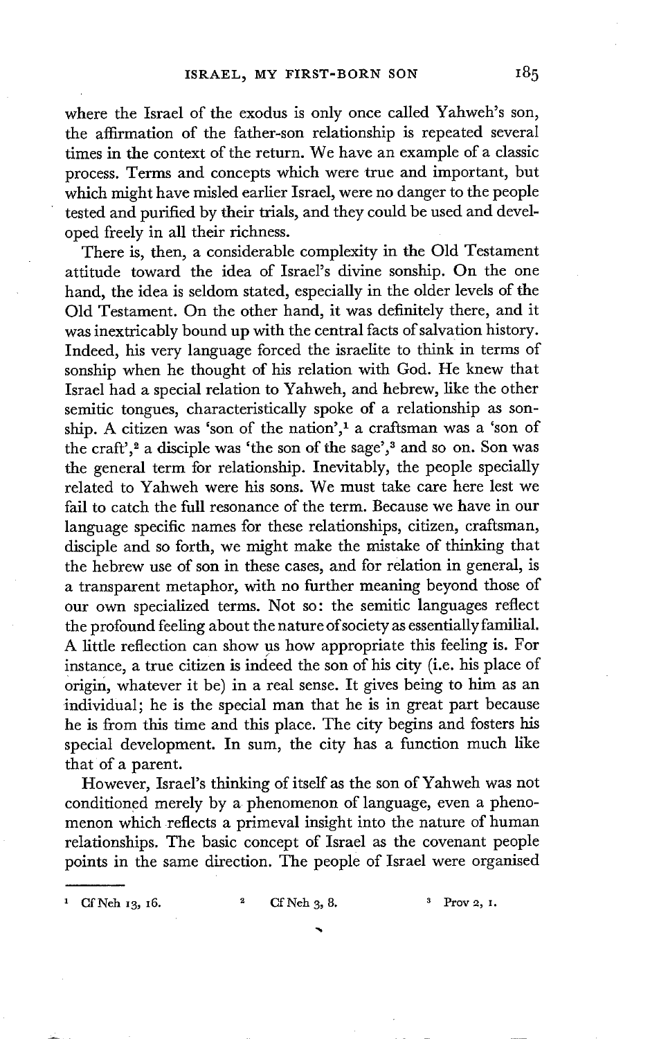where the Israel of the exodus is only once called Yahweh's son, the affirmation of the father-son relationship is repeated several times in the context of the return. We have an example of a classic process. Terms and concepts which were true and important, but which might have misled earlier Israel, were no danger to the people tested and purified by their trials, and they could be used and developed freely in all their richness.

There is, then, a considerable complexity in the Old Testament attitude toward the idea of Israel's divine sonship. On the one hand, the idea is seldom stated, especially in the older levels of the Old Testament. On the other hand, it was definitely there, and it was inextricably bound up with the central facts of salvation history. Indeed, his very language forced the israelite to think in terms of sonship when he thought of his relation with God. He knew that Israel had a special relation to Yahweh, and hebrew, like the other semitic tongues, characteristically spoke of a relationship as sonship. A citizen was 'son of the nation',[1] a craftsman was a 'son of the craft',[2] a disciple was 'the son of the sage',[3] and so on. Son was the general term for relationship. Inevitably, the people specially related to Yahweh were his sons. We must take care here lest we fail to catch the full resonance of the term. Because we have in our language specific names for these relationships, citizen, craftsman, disciple and so forth, we might make the mistake of thinking that the hebrew use of son in these cases, and for relation in general, is a transparent metaphor, with no further meaning beyond those of our own specialized terms. Not so: the semitic languages reflect the profound feeling about the nature of society as essentially familial. A little reflection can show us how appropriate this feeling is. For instance, a true citizen is indeed the son of his city (i.e. his place of origin, whatever it be) in a real sense. It gives being to him as an individual; he is the special man that he is in great part because he is from this time and this place. The city begins and fosters his special development. In sum, the city has a function much like that of a parent.

However, Israel's thinking of itself as the son of Yahweh was not conditioned merely by a phenomenon of language, even a phenomenon which reflects a primeval insight into the nature of human relationships. The basic concept of Israel as the covenant people points in the same direction. The people of Israel were organised

---

[1] Cf Neh 13, 16.

[2] Cf Neh 3, 8.

[3] Prov 2, 1.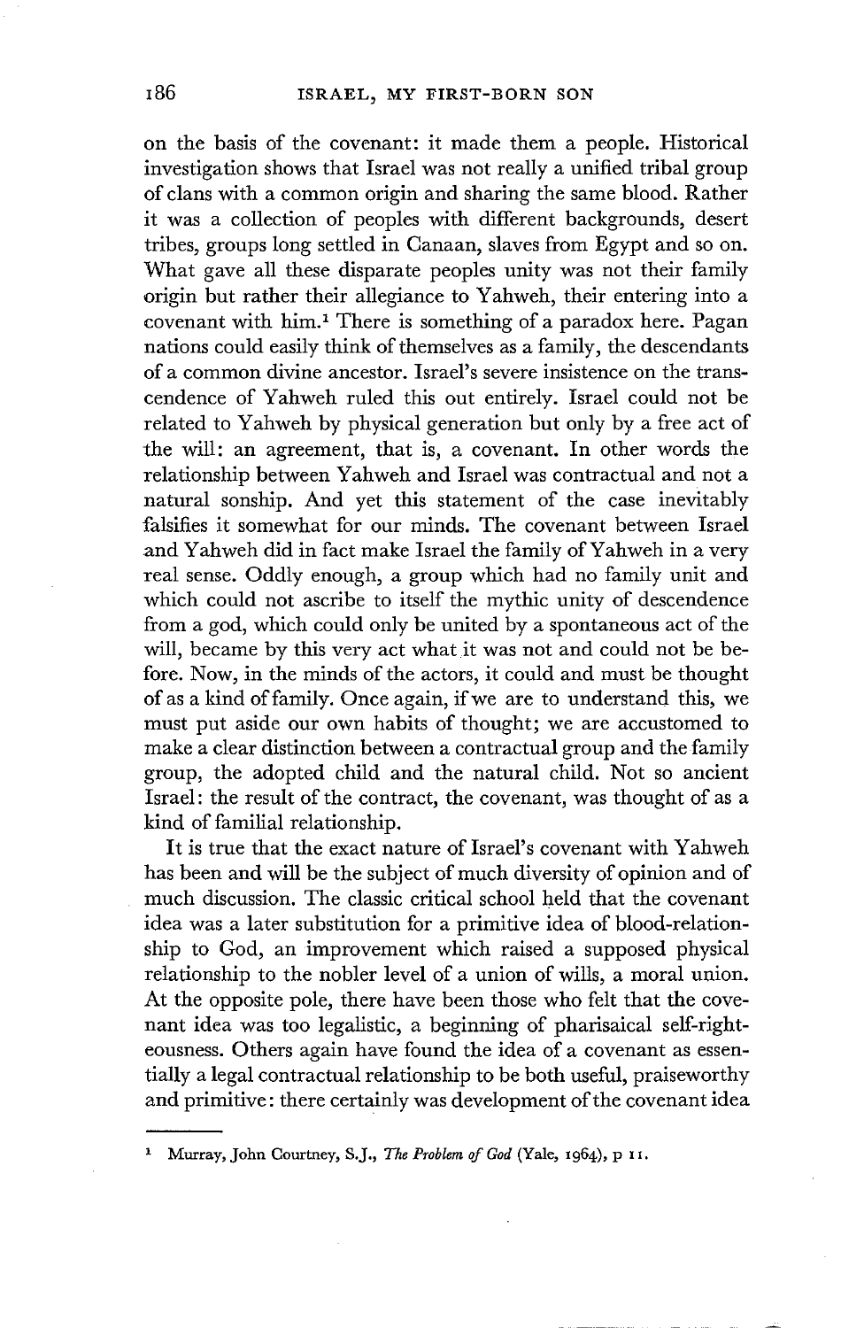on the basis of the covenant: it made them a people. Historical investigation shows that Israel was not really a unified tribal group of clans with a common origin and sharing the same blood. Rather it was a collection of peoples with different backgrounds, desert tribes, groups long settled in Canaan, slaves from Egypt and so on. What gave all these disparate peoples unity was not their family origin but rather their allegiance to Yahweh, their entering into a covenant with him.[1] There is something of a paradox here. Pagan nations could easily think of themselves as a family, the descendants of a common divine ancestor. Israel's severe insistence on the transcendence of Yahweh ruled this out entirely. Israel could not be related to Yahweh by physical generation but only by a free act of the will: an agreement, that is, a covenant. In other words the relationship between Yahweh and Israel was contractual and not a natural sonship. And yet this statement of the case inevitably falsifies it somewhat for our minds. The covenant between Israel and Yahweh did in fact make Israel the family of Yahweh in a very real sense. Oddly enough, a group which had no family unit and which could not ascribe to itself the mythic unity of descendence from a god, which could only be united by a spontaneous act of the will, became by this very act what it was not and could not be before. Now, in the minds of the actors, it could and must be thought of as a kind of family. Once again, if we are to understand this, we must put aside our own habits of thought; we are accustomed to make a clear distinction between a contractual group and the family group, the adopted child and the natural child. Not so ancient Israel: the result of the contract, the covenant, was thought of as a kind of familial relationship.

It is true that the exact nature of Israel's covenant with Yahweh has been and will be the subject of much diversity of opinion and of much discussion. The classic critical school held that the covenant idea was a later substitution for a primitive idea of blood-relationship to God, an improvement which raised a supposed physical relationship to the nobler level of a union of wills, a moral union. At the opposite pole, there have been those who felt that the covenant idea was too legalistic, a beginning of pharisaical self-righteousness. Others again have found the idea of a covenant as essentially a legal contractual relationship to be both useful, praiseworthy and primitive: there certainly was development of the covenant idea

---

[1] Murray, John Courtney, S.J., *The Problem of God* (Yale, 1964), p 11.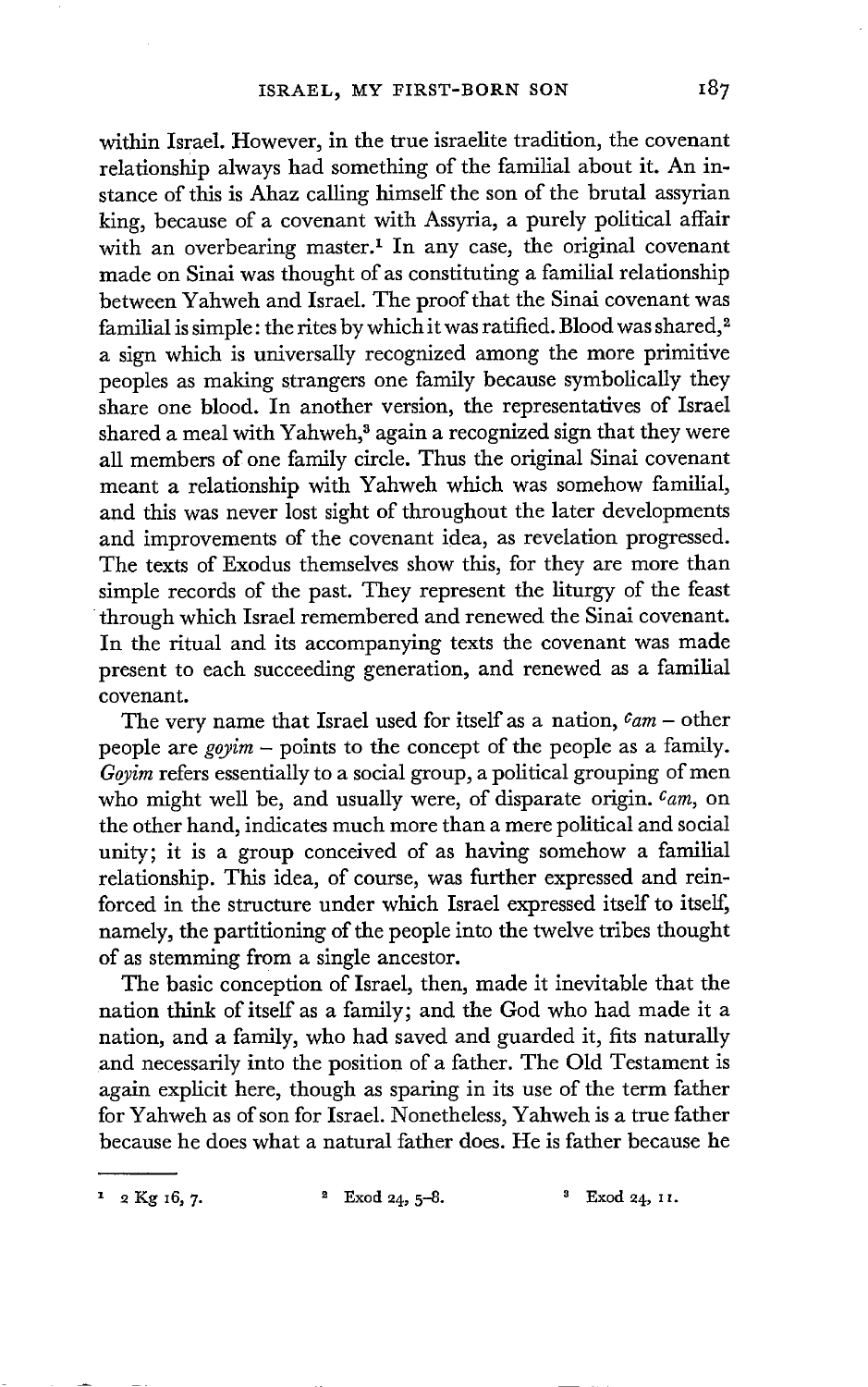within Israel. However, in the true israelite tradition, the covenant relationship always had something of the familial about it. An instance of this is Ahaz calling himself the son of the brutal assyrian king, because of a covenant with Assyria, a purely political affair with an overbearing master.[1] In any case, the original covenant made on Sinai was thought of as constituting a familial relationship between Yahweh and Israel. The proof that the Sinai covenant was familial is simple: the rites by which it was ratified. Blood was shared,[2] a sign which is universally recognized among the more primitive peoples as making strangers one family because symbolically they share one blood. In another version, the representatives of Israel shared a meal with Yahweh,[3] again a recognized sign that they were all members of one family circle. Thus the original Sinai covenant meant a relationship with Yahweh which was somehow familial, and this was never lost sight of throughout the later developments and improvements of the covenant idea, as revelation progressed. The texts of Exodus themselves show this, for they are more than simple records of the past. They represent the liturgy of the feast through which Israel remembered and renewed the Sinai covenant. In the ritual and its accompanying texts the covenant was made present to each succeeding generation, and renewed as a familial covenant.

The very name that Israel used for itself as a nation, *ᶜam* – other people are *goyim* – points to the concept of the people as a family. *Goyim* refers essentially to a social group, a political grouping of men who might well be, and usually were, of disparate origin. *ᶜam*, on the other hand, indicates much more than a mere political and social unity; it is a group conceived of as having somehow a familial relationship. This idea, of course, was further expressed and reinforced in the structure under which Israel expressed itself to itself, namely, the partitioning of the people into the twelve tribes thought of as stemming from a single ancestor.

The basic conception of Israel, then, made it inevitable that the nation think of itself as a family; and the God who had made it a nation, and a family, who had saved and guarded it, fits naturally and necessarily into the position of a father. The Old Testament is again explicit here, though as sparing in its use of the term father for Yahweh as of son for Israel. Nonetheless, Yahweh is a true father because he does what a natural father does. He is father because he

---

[1] 2 Kg 16, 7.

[2] Exod 24, 5–8.

[3] Exod 24, 11.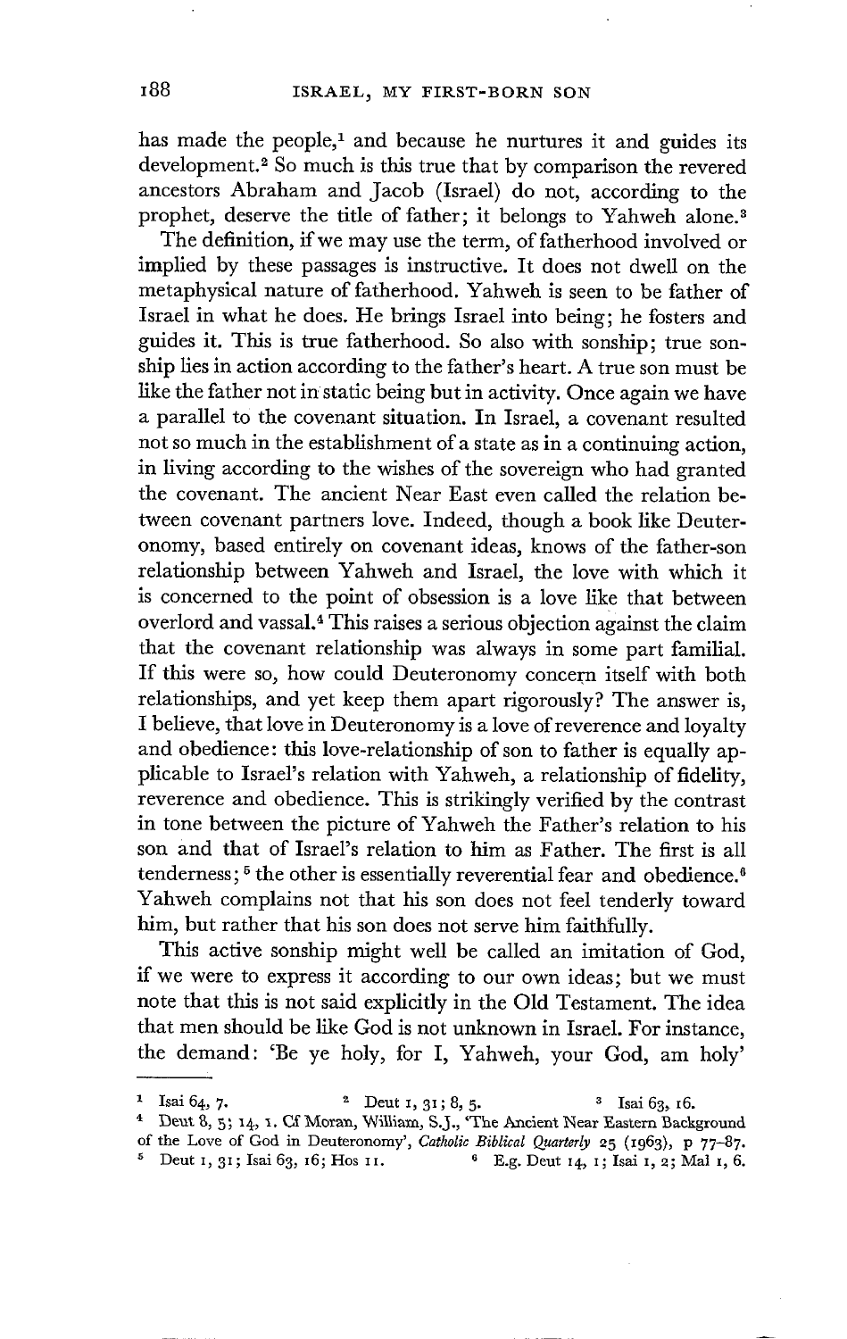has made the people,[1] and because he nurtures it and guides its development.[2] So much is this true that by comparison the revered ancestors Abraham and Jacob (Israel) do not, according to the prophet, deserve the title of father; it belongs to Yahweh alone.[3]

The definition, if we may use the term, of fatherhood involved or implied by these passages is instructive. It does not dwell on the metaphysical nature of fatherhood. Yahweh is seen to be father of Israel in what he does. He brings Israel into being; he fosters and guides it. This is true fatherhood. So also with sonship; true sonship lies in action according to the father's heart. A true son must be like the father not in static being but in activity. Once again we have a parallel to the covenant situation. In Israel, a covenant resulted not so much in the establishment of a state as in a continuing action, in living according to the wishes of the sovereign who had granted the covenant. The ancient Near East even called the relation between covenant partners love. Indeed, though a book like Deuteronomy, based entirely on covenant ideas, knows of the father-son relationship between Yahweh and Israel, the love with which it is concerned to the point of obsession is a love like that between overlord and vassal.[4] This raises a serious objection against the claim that the covenant relationship was always in some part familial. If this were so, how could Deuteronomy concern itself with both relationships, and yet keep them apart rigorously? The answer is, I believe, that love in Deuteronomy is a love of reverence and loyalty and obedience: this love-relationship of son to father is equally applicable to Israel's relation with Yahweh, a relationship of fidelity, reverence and obedience. This is strikingly verified by the contrast in tone between the picture of Yahweh the Father's relation to his son and that of Israel's relation to him as Father. The first is all tenderness;[5] the other is essentially reverential fear and obedience.[6] Yahweh complains not that his son does not feel tenderly toward him, but rather that his son does not serve him faithfully.

This active sonship might well be called an imitation of God, if we were to express it according to our own ideas; but we must note that this is not said explicitly in the Old Testament. The idea that men should be like God is not unknown in Israel. For instance, the demand: 'Be ye holy, for I, Yahweh, your God, am holy'

---

[1] Isai 64, 7.

[2] Deut 1, 31; 8, 5.

[3] Isai 63, 16.

[4] Deut 8, 5; 14, 1. Cf Moran, William, S.J., 'The Ancient Near Eastern Background of the Love of God in Deuteronomy', *Catholic Biblical Quarterly* 25 (1963), p 77–87.

[5] Deut 1, 31; Isai 63, 16; Hos 11.

[6] E.g. Deut 14, 1; Isai 1, 2; Mal 1, 6.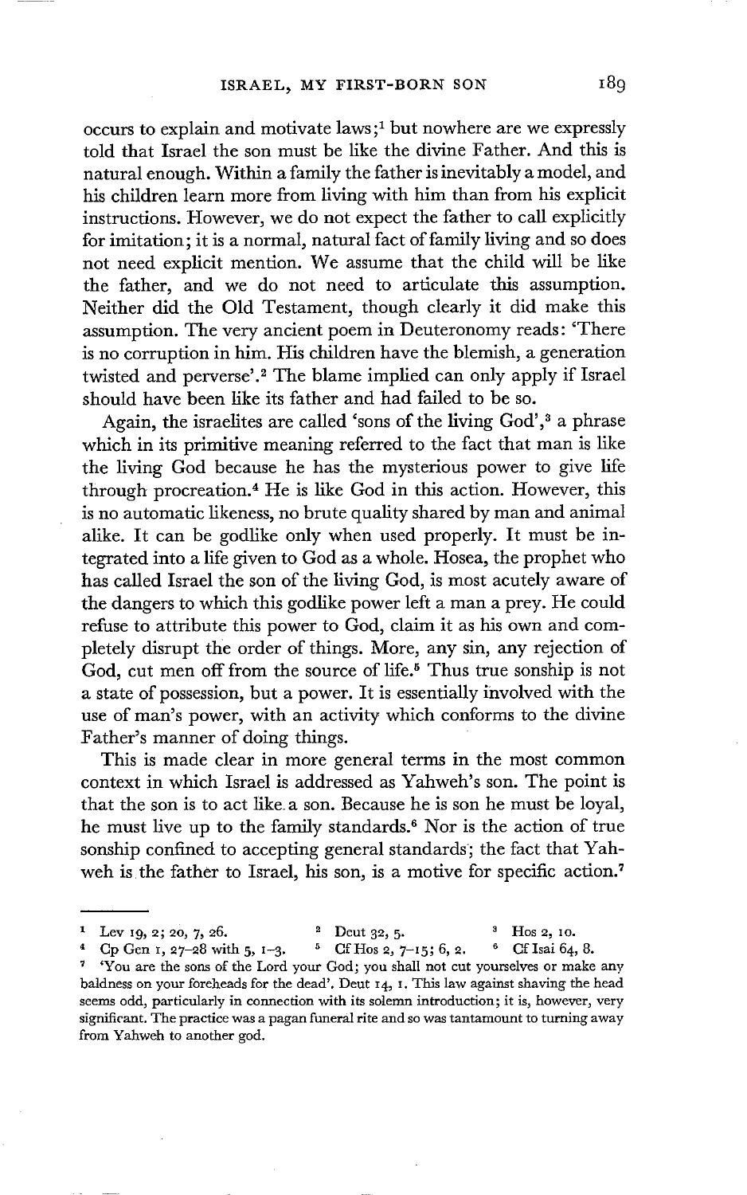occurs to explain and motivate laws;[1] but nowhere are we expressly told that Israel the son must be like the divine Father. And this is natural enough. Within a family the father is inevitably a model, and his children learn more from living with him than from his explicit instructions. However, we do not expect the father to call explicitly for imitation; it is a normal, natural fact of family living and so does not need explicit mention. We assume that the child will be like the father, and we do not need to articulate this assumption. Neither did the Old Testament, though clearly it did make this assumption. The very ancient poem in Deuteronomy reads: 'There is no corruption in him. His children have the blemish, a generation twisted and perverse'.[2] The blame implied can only apply if Israel should have been like its father and had failed to be so.

Again, the israelites are called 'sons of the living God',[3] a phrase which in its primitive meaning referred to the fact that man is like the living God because he has the mysterious power to give life through procreation.[4] He is like God in this action. However, this is no automatic likeness, no brute quality shared by man and animal alike. It can be godlike only when used properly. It must be integrated into a life given to God as a whole. Hosea, the prophet who has called Israel the son of the living God, is most acutely aware of the dangers to which this godlike power left a man a prey. He could refuse to attribute this power to God, claim it as his own and completely disrupt the order of things. More, any sin, any rejection of God, cut men off from the source of life.[5] Thus true sonship is not a state of possession, but a power. It is essentially involved with the use of man's power, with an activity which conforms to the divine Father's manner of doing things.

This is made clear in more general terms in the most common context in which Israel is addressed as Yahweh's son. The point is that the son is to act like a son. Because he is son he must be loyal, he must live up to the family standards.[6] Nor is the action of true sonship confined to accepting general standards; the fact that Yahweh is the father to Israel, his son, is a motive for specific action.[7]

---

[1] Lev 19, 2; 20, 7, 26.
[2] Deut 32, 5.
[3] Hos 2, 10.
[4] Cp Gen 1, 27–28 with 5, 1–3.
[5] Cf Hos 2, 7–15; 6, 2.
[6] Cf Isai 64, 8.
[7] 'You are the sons of the Lord your God; you shall not cut yourselves or make any baldness on your foreheads for the dead'. Deut 14, 1. This law against shaving the head seems odd, particularly in connection with its solemn introduction; it is, however, very significant. The practice was a pagan funeral rite and so was tantamount to turning away from Yahweh to another god.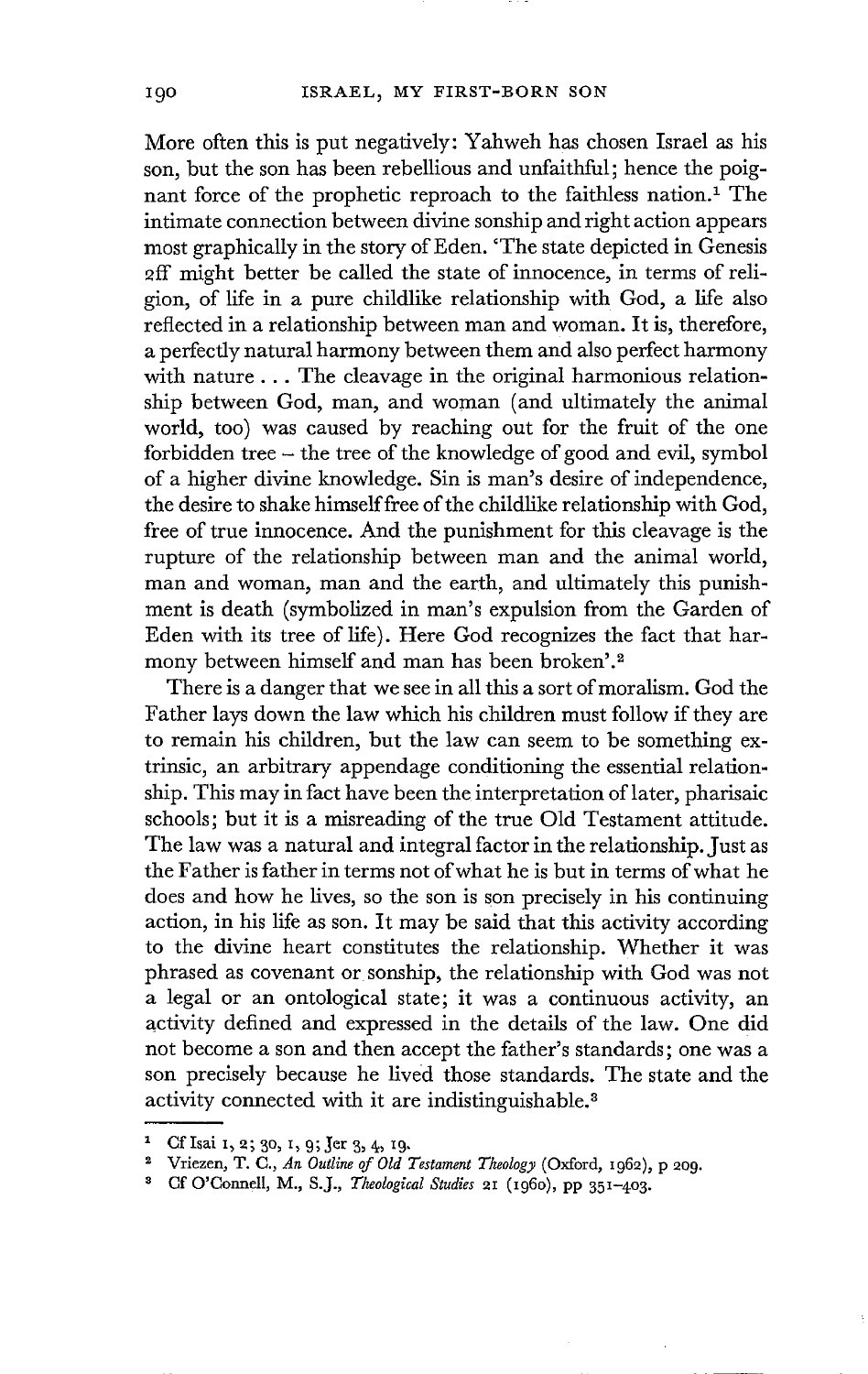More often this is put negatively: Yahweh has chosen Israel as his son, but the son has been rebellious and unfaithful; hence the poignant force of the prophetic reproach to the faithless nation.[1] The intimate connection between divine sonship and right action appears most graphically in the story of Eden. 'The state depicted in Genesis 2ff might better be called the state of innocence, in terms of religion, of life in a pure childlike relationship with God, a life also reflected in a relationship between man and woman. It is, therefore, a perfectly natural harmony between them and also perfect harmony with nature . . . The cleavage in the original harmonious relationship between God, man, and woman (and ultimately the animal world, too) was caused by reaching out for the fruit of the one forbidden tree – the tree of the knowledge of good and evil, symbol of a higher divine knowledge. Sin is man's desire of independence, the desire to shake himself free of the childlike relationship with God, free of true innocence. And the punishment for this cleavage is the rupture of the relationship between man and the animal world, man and woman, man and the earth, and ultimately this punishment is death (symbolized in man's expulsion from the Garden of Eden with its tree of life). Here God recognizes the fact that harmony between himself and man has been broken'.[2]

There is a danger that we see in all this a sort of moralism. God the Father lays down the law which his children must follow if they are to remain his children, but the law can seem to be something extrinsic, an arbitrary appendage conditioning the essential relationship. This may in fact have been the interpretation of later, pharisaic schools; but it is a misreading of the true Old Testament attitude. The law was a natural and integral factor in the relationship. Just as the Father is father in terms not of what he is but in terms of what he does and how he lives, so the son is son precisely in his continuing action, in his life as son. It may be said that this activity according to the divine heart constitutes the relationship. Whether it was phrased as covenant or sonship, the relationship with God was not a legal or an ontological state; it was a continuous activity, an activity defined and expressed in the details of the law. One did not become a son and then accept the father's standards; one was a son precisely because he lived those standards. The state and the activity connected with it are indistinguishable.[3]

---

[1] Cf Isai 1, 2; 30, 1, 9; Jer 3, 4, 19.

[2] Vriezen, T. C., *An Outline of Old Testament Theology* (Oxford, 1962), p 209.

[3] Cf O'Connell, M., S.J., *Theological Studies* 21 (1960), pp 351–403.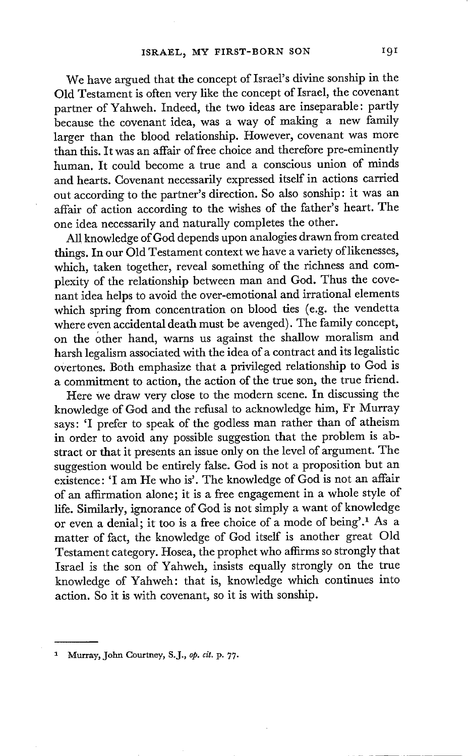We have argued that the concept of Israel's divine sonship in the Old Testament is often very like the concept of Israel, the covenant partner of Yahweh. Indeed, the two ideas are inseparable: partly because the covenant idea, was a way of making a new family larger than the blood relationship. However, covenant was more than this. It was an affair of free choice and therefore pre-eminently human. It could become a true and a conscious union of minds and hearts. Covenant necessarily expressed itself in actions carried out according to the partner's direction. So also sonship: it was an affair of action according to the wishes of the father's heart. The one idea necessarily and naturally completes the other.

All knowledge of God depends upon analogies drawn from created things. In our Old Testament context we have a variety of likenesses, which, taken together, reveal something of the richness and complexity of the relationship between man and God. Thus the covenant idea helps to avoid the over-emotional and irrational elements which spring from concentration on blood ties (e.g. the vendetta where even accidental death must be avenged). The family concept, on the other hand, warns us against the shallow moralism and harsh legalism associated with the idea of a contract and its legalistic overtones. Both emphasize that a privileged relationship to God is a commitment to action, the action of the true son, the true friend.

Here we draw very close to the modern scene. In discussing the knowledge of God and the refusal to acknowledge him, Fr Murray says: 'I prefer to speak of the godless man rather than of atheism in order to avoid any possible suggestion that the problem is abstract or that it presents an issue only on the level of argument. The suggestion would be entirely false. God is not a proposition but an existence: 'I am He who is'. The knowledge of God is not an affair of an affirmation alone; it is a free engagement in a whole style of life. Similarly, ignorance of God is not simply a want of knowledge or even a denial; it too is a free choice of a mode of being'.[1] As a matter of fact, the knowledge of God itself is another great Old Testament category. Hosea, the prophet who affirms so strongly that Israel is the son of Yahweh, insists equally strongly on the true knowledge of Yahweh: that is, knowledge which continues into action. So it is with covenant, so it is with sonship.

---

[1] Murray, John Courtney, S.J., *op. cit.* p. 77.